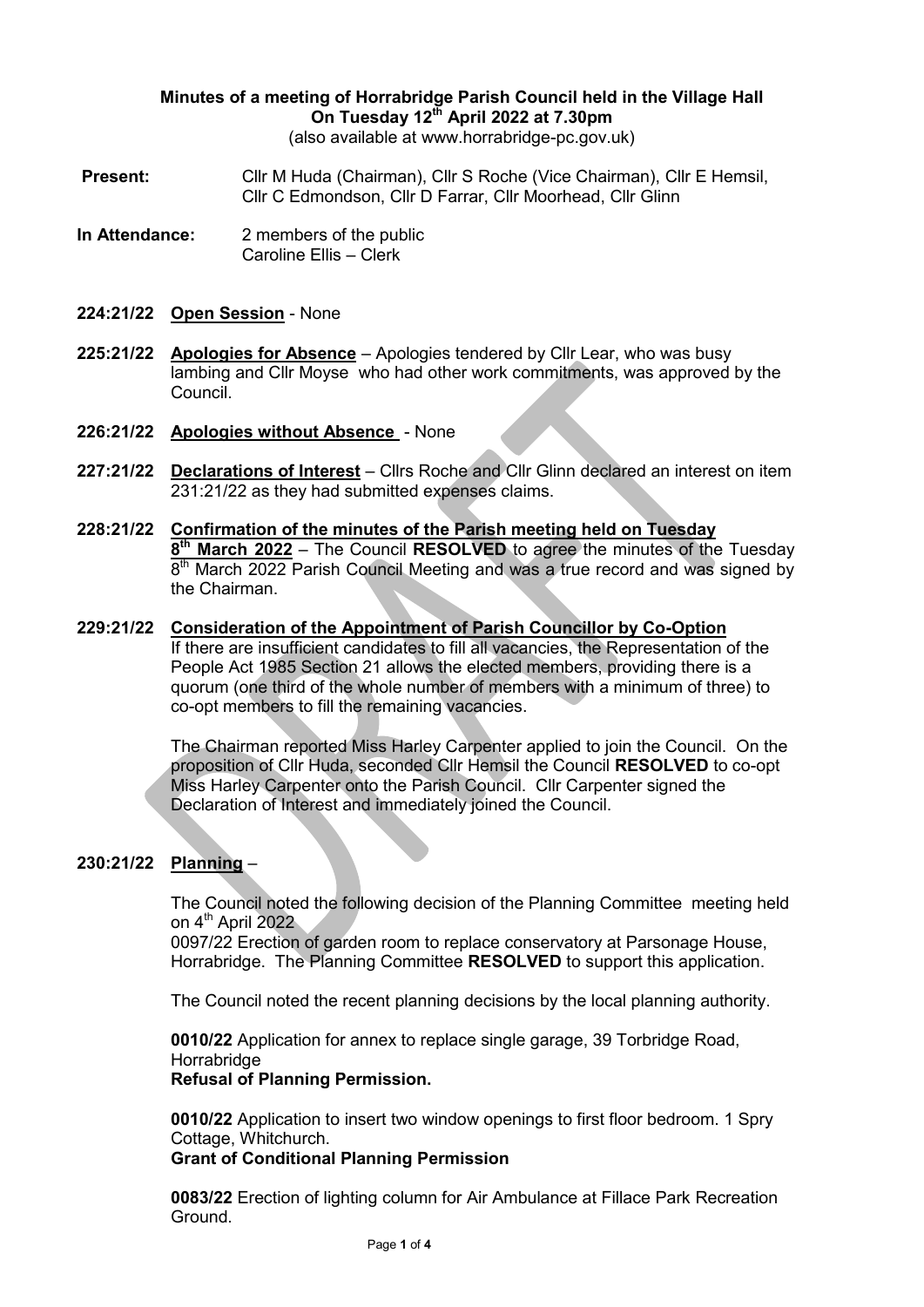**Minutes of a meeting of Horrabridge Parish Council held in the Village Hall**
**On Tuesday 12th April 2022 at 7.30pm**
(also available at www.horrabridge-pc.gov.uk)

**Present:** Cllr M Huda (Chairman), Cllr S Roche (Vice Chairman), Cllr E Hemsil, Cllr C Edmondson, Cllr D Farrar, Cllr Moorhead, Cllr Glinn

**In Attendance:** 2 members of the public
Caroline Ellis – Clerk

**224:21/22** **Open Session** - None

**225:21/22** **Apologies for Absence** – Apologies tendered by Cllr Lear, who was busy lambing and Cllr Moyse who had other work commitments, was approved by the Council.

**226:21/22** **Apologies without Absence** - None

**227:21/22** **Declarations of Interest** – Cllrs Roche and Cllr Glinn declared an interest on item 231:21/22 as they had submitted expenses claims.

**228:21/22** **Confirmation of the minutes of the Parish meeting held on Tuesday 8th March 2022** – The Council **RESOLVED** to agree the minutes of the Tuesday 8th March 2022 Parish Council Meeting and was a true record and was signed by the Chairman.

**229:21/22** **Consideration of the Appointment of Parish Councillor by Co-Option**
If there are insufficient candidates to fill all vacancies, the Representation of the People Act 1985 Section 21 allows the elected members, providing there is a quorum (one third of the whole number of members with a minimum of three) to co-opt members to fill the remaining vacancies.

The Chairman reported Miss Harley Carpenter applied to join the Council. On the proposition of Cllr Huda, seconded Cllr Hemsil the Council **RESOLVED** to co-opt Miss Harley Carpenter onto the Parish Council. Cllr Carpenter signed the Declaration of Interest and immediately joined the Council.

**230:21/22** **Planning** –

The Council noted the following decision of the Planning Committee meeting held on 4th April 2022
0097/22 Erection of garden room to replace conservatory at Parsonage House, Horrabridge. The Planning Committee **RESOLVED** to support this application.

The Council noted the recent planning decisions by the local planning authority.

**0010/22** Application for annex to replace single garage, 39 Torbridge Road, Horrabridge
**Refusal of Planning Permission.**

**0010/22** Application to insert two window openings to first floor bedroom. 1 Spry Cottage, Whitchurch.
**Grant of Conditional Planning Permission**

**0083/22** Erection of lighting column for Air Ambulance at Fillace Park Recreation Ground.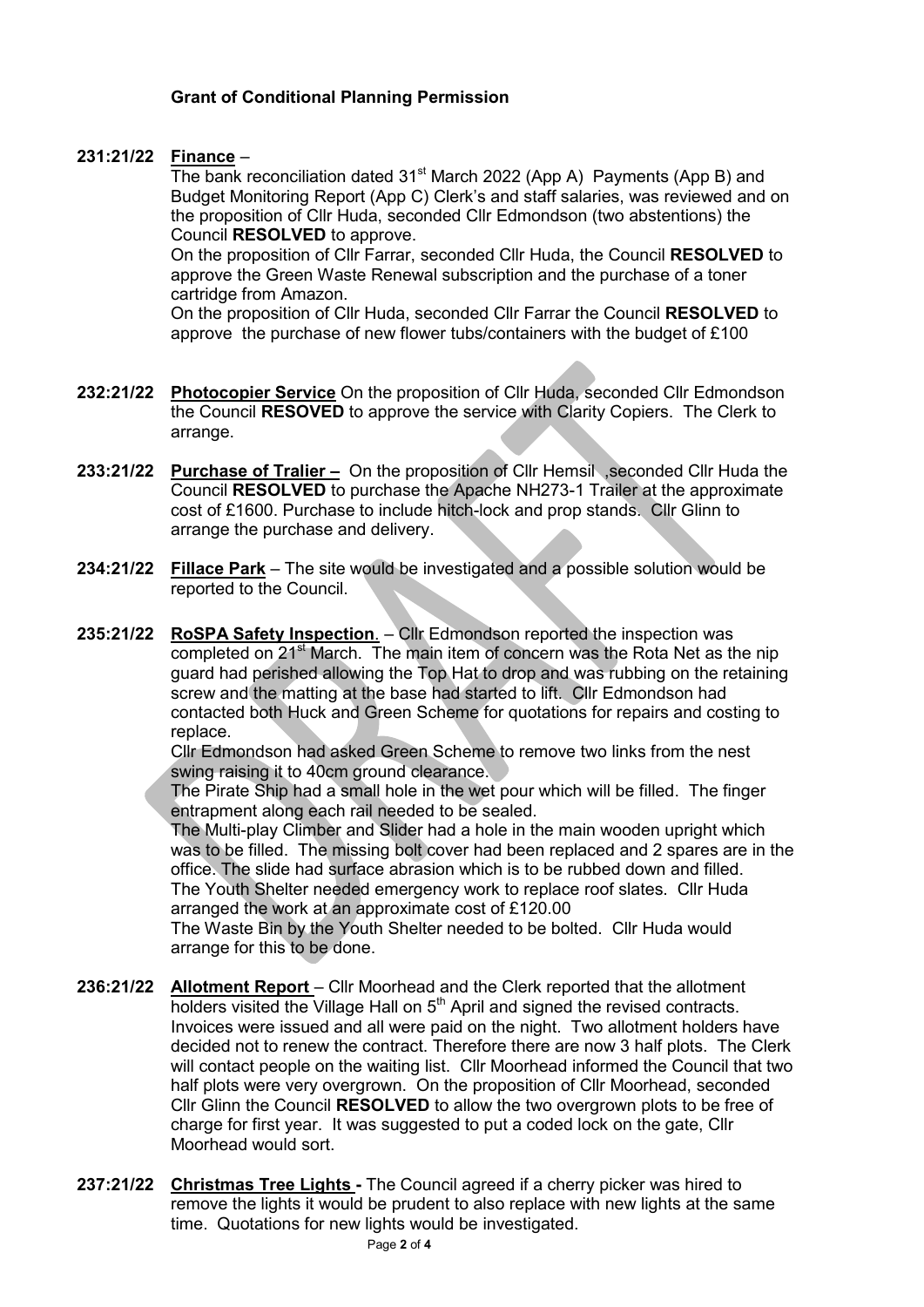**Grant of Conditional Planning Permission**

**231:21/22 Finance** –

The bank reconciliation dated 31st March 2022 (App A) Payments (App B) and Budget Monitoring Report (App C) Clerk's and staff salaries, was reviewed and on the proposition of Cllr Huda, seconded Cllr Edmondson (two abstentions) the Council **RESOLVED** to approve.

On the proposition of Cllr Farrar, seconded Cllr Huda, the Council **RESOLVED** to approve the Green Waste Renewal subscription and the purchase of a toner cartridge from Amazon.

On the proposition of Cllr Huda, seconded Cllr Farrar the Council **RESOLVED** to approve the purchase of new flower tubs/containers with the budget of £100

**232:21/22 Photocopier Service** On the proposition of Cllr Huda, seconded Cllr Edmondson the Council **RESOVED** to approve the service with Clarity Copiers. The Clerk to arrange.

**233:21/22 Purchase of Tralier –** On the proposition of Cllr Hemsil ,seconded Cllr Huda the Council **RESOLVED** to purchase the Apache NH273-1 Trailer at the approximate cost of £1600. Purchase to include hitch-lock and prop stands. Cllr Glinn to arrange the purchase and delivery.

**234:21/22 Fillace Park** – The site would be investigated and a possible solution would be reported to the Council.

**235:21/22 RoSPA Safety Inspection**. – Cllr Edmondson reported the inspection was completed on 21st March. The main item of concern was the Rota Net as the nip guard had perished allowing the Top Hat to drop and was rubbing on the retaining screw and the matting at the base had started to lift. Cllr Edmondson had contacted both Huck and Green Scheme for quotations for repairs and costing to replace.

Cllr Edmondson had asked Green Scheme to remove two links from the nest swing raising it to 40cm ground clearance.

The Pirate Ship had a small hole in the wet pour which will be filled. The finger entrapment along each rail needed to be sealed.

The Multi-play Climber and Slider had a hole in the main wooden upright which was to be filled. The missing bolt cover had been replaced and 2 spares are in the office. The slide had surface abrasion which is to be rubbed down and filled.

The Youth Shelter needed emergency work to replace roof slates. Cllr Huda arranged the work at an approximate cost of £120.00

The Waste Bin by the Youth Shelter needed to be bolted. Cllr Huda would arrange for this to be done.

**236:21/22 Allotment Report** – Cllr Moorhead and the Clerk reported that the allotment holders visited the Village Hall on 5th April and signed the revised contracts. Invoices were issued and all were paid on the night. Two allotment holders have decided not to renew the contract. Therefore there are now 3 half plots. The Clerk will contact people on the waiting list. Cllr Moorhead informed the Council that two half plots were very overgrown. On the proposition of Cllr Moorhead, seconded Cllr Glinn the Council **RESOLVED** to allow the two overgrown plots to be free of charge for first year. It was suggested to put a coded lock on the gate, Cllr Moorhead would sort.

**237:21/22 Christmas Tree Lights -** The Council agreed if a cherry picker was hired to remove the lights it would be prudent to also replace with new lights at the same time. Quotations for new lights would be investigated.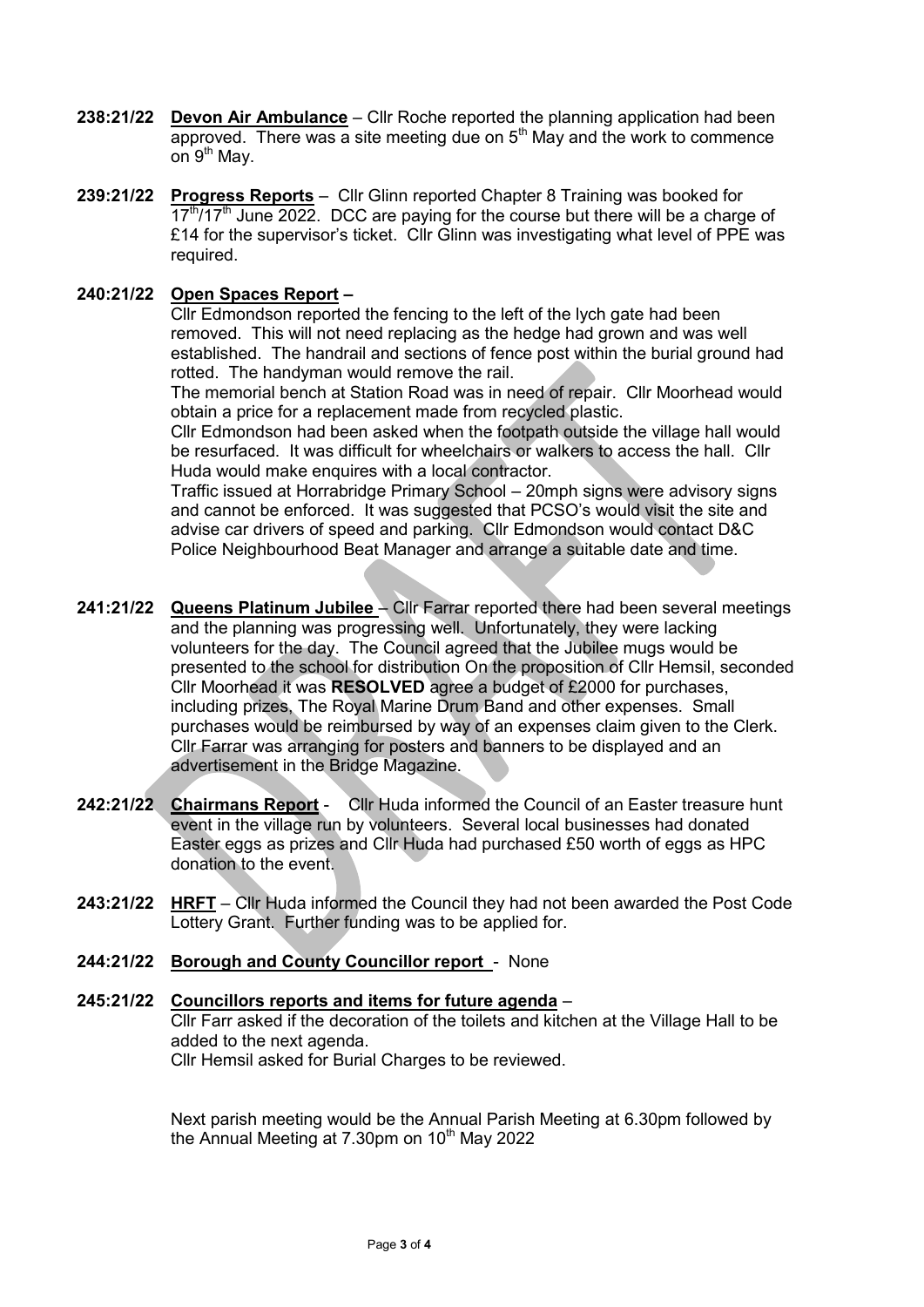**238:21/22** **Devon Air Ambulance** – Cllr Roche reported the planning application had been approved. There was a site meeting due on 5th May and the work to commence on 9th May.

**239:21/22** **Progress Reports** – Cllr Glinn reported Chapter 8 Training was booked for 17th/17th June 2022. DCC are paying for the course but there will be a charge of £14 for the supervisor's ticket. Cllr Glinn was investigating what level of PPE was required.

**240:21/22** **Open Spaces Report –**

Cllr Edmondson reported the fencing to the left of the lych gate had been removed. This will not need replacing as the hedge had grown and was well established. The handrail and sections of fence post within the burial ground had rotted. The handyman would remove the rail.

The memorial bench at Station Road was in need of repair. Cllr Moorhead would obtain a price for a replacement made from recycled plastic.

Cllr Edmondson had been asked when the footpath outside the village hall would be resurfaced. It was difficult for wheelchairs or walkers to access the hall. Cllr Huda would make enquires with a local contractor.

Traffic issued at Horrabridge Primary School – 20mph signs were advisory signs and cannot be enforced. It was suggested that PCSO's would visit the site and advise car drivers of speed and parking. Cllr Edmondson would contact D&C Police Neighbourhood Beat Manager and arrange a suitable date and time.

**241:21/22** **Queens Platinum Jubilee** – Cllr Farrar reported there had been several meetings and the planning was progressing well. Unfortunately, they were lacking volunteers for the day. The Council agreed that the Jubilee mugs would be presented to the school for distribution On the proposition of Cllr Hemsil, seconded Cllr Moorhead it was **RESOLVED** agree a budget of £2000 for purchases, including prizes, The Royal Marine Drum Band and other expenses. Small purchases would be reimbursed by way of an expenses claim given to the Clerk. Cllr Farrar was arranging for posters and banners to be displayed and an advertisement in the Bridge Magazine.

**242:21/22** **Chairmans Report** - Cllr Huda informed the Council of an Easter treasure hunt event in the village run by volunteers. Several local businesses had donated Easter eggs as prizes and Cllr Huda had purchased £50 worth of eggs as HPC donation to the event.

**243:21/22** **HRFT** – Cllr Huda informed the Council they had not been awarded the Post Code Lottery Grant. Further funding was to be applied for.

**244:21/22** **Borough and County Councillor report** - None

**245:21/22** **Councillors reports and items for future agenda** –

Cllr Farr asked if the decoration of the toilets and kitchen at the Village Hall to be added to the next agenda.

Cllr Hemsil asked for Burial Charges to be reviewed.

Next parish meeting would be the Annual Parish Meeting at 6.30pm followed by the Annual Meeting at 7.30pm on 10th May 2022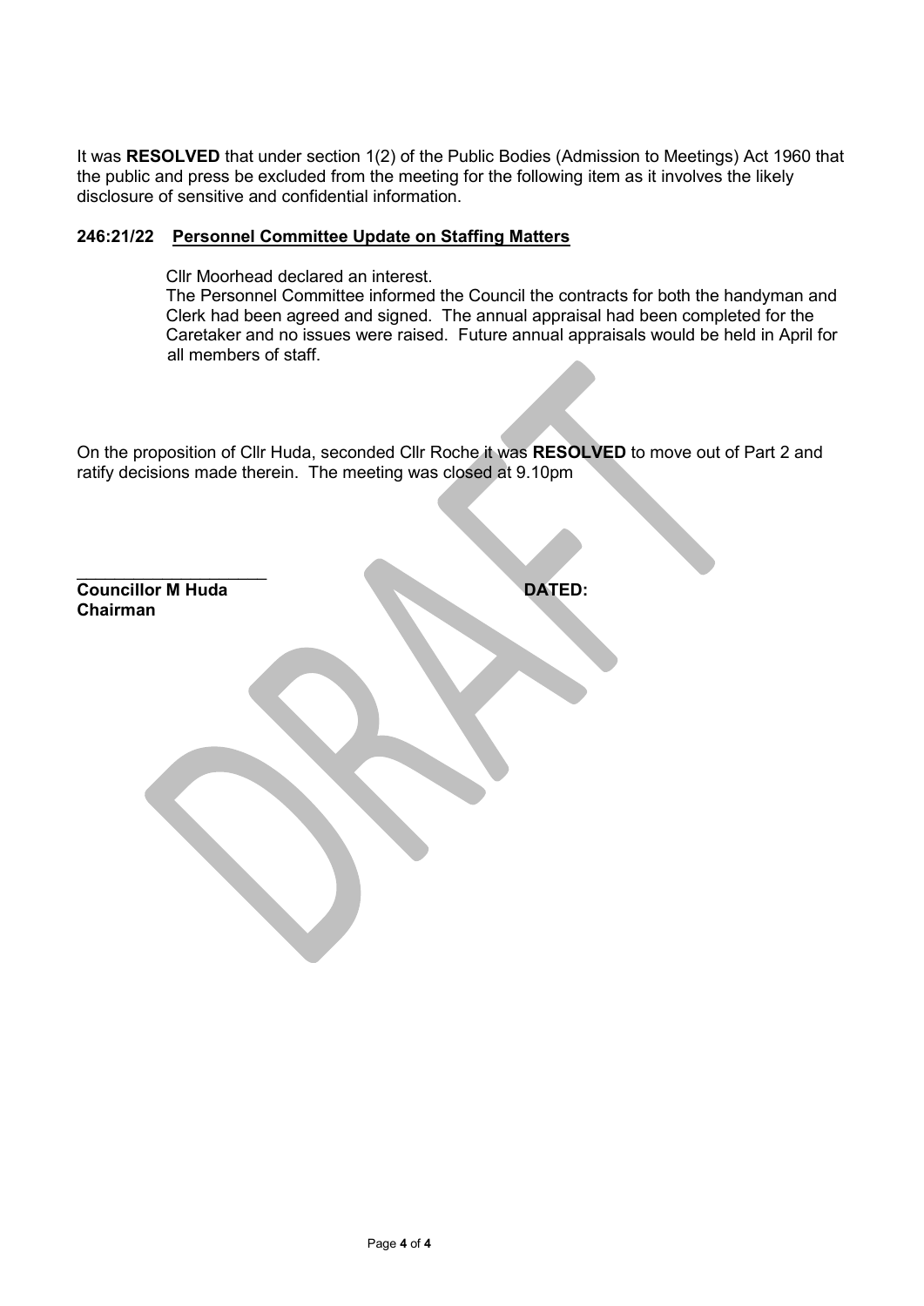It was **RESOLVED** that under section 1(2) of the Public Bodies (Admission to Meetings) Act 1960 that the public and press be excluded from the meeting for the following item as it involves the likely disclosure of sensitive and confidential information.

### 246:21/22 Personnel Committee Update on Staffing Matters

Cllr Moorhead declared an interest.
The Personnel Committee informed the Council the contracts for both the handyman and Clerk had been agreed and signed. The annual appraisal had been completed for the Caretaker and no issues were raised. Future annual appraisals would be held in April for all members of staff.

On the proposition of Cllr Huda, seconded Cllr Roche it was **RESOLVED** to move out of Part 2 and ratify decisions made therein. The meeting was closed at 9.10pm

____________________

**Councillor M Huda** **DATED:**
**Chairman**

DRAFT